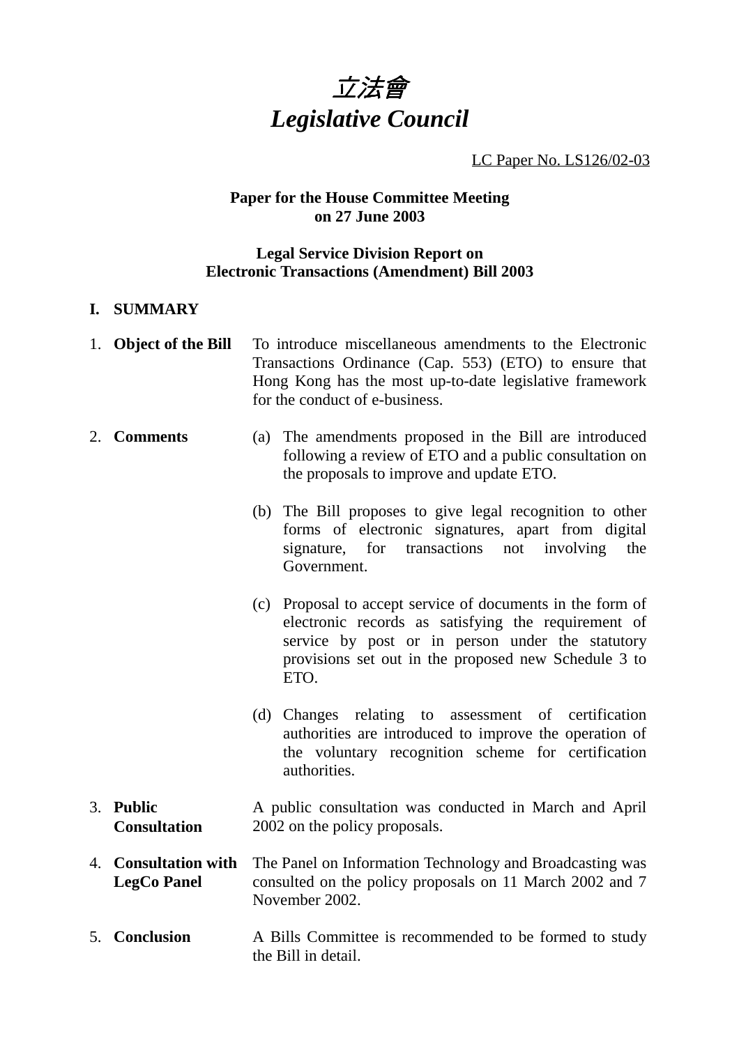# *立法會*
# *Legislative Council*

LC Paper No. LS126/02-03

**Paper for the House Committee Meeting on 27 June 2003**

**Legal Service Division Report on Electronic Transactions (Amendment) Bill 2003**

## I. SUMMARY

1. **Object of the Bill** — To introduce miscellaneous amendments to the Electronic Transactions Ordinance (Cap. 553) (ETO) to ensure that Hong Kong has the most up-to-date legislative framework for the conduct of e-business.

2. **Comments**
   - (a) The amendments proposed in the Bill are introduced following a review of ETO and a public consultation on the proposals to improve and update ETO.
   - (b) The Bill proposes to give legal recognition to other forms of electronic signatures, apart from digital signature, for transactions not involving the Government.
   - (c) Proposal to accept service of documents in the form of electronic records as satisfying the requirement of service by post or in person under the statutory provisions set out in the proposed new Schedule 3 to ETO.
   - (d) Changes relating to assessment of certification authorities are introduced to improve the operation of the voluntary recognition scheme for certification authorities.

3. **Public Consultation** — A public consultation was conducted in March and April 2002 on the policy proposals.

4. **Consultation with LegCo Panel** — The Panel on Information Technology and Broadcasting was consulted on the policy proposals on 11 March 2002 and 7 November 2002.

5. **Conclusion** — A Bills Committee is recommended to be formed to study the Bill in detail.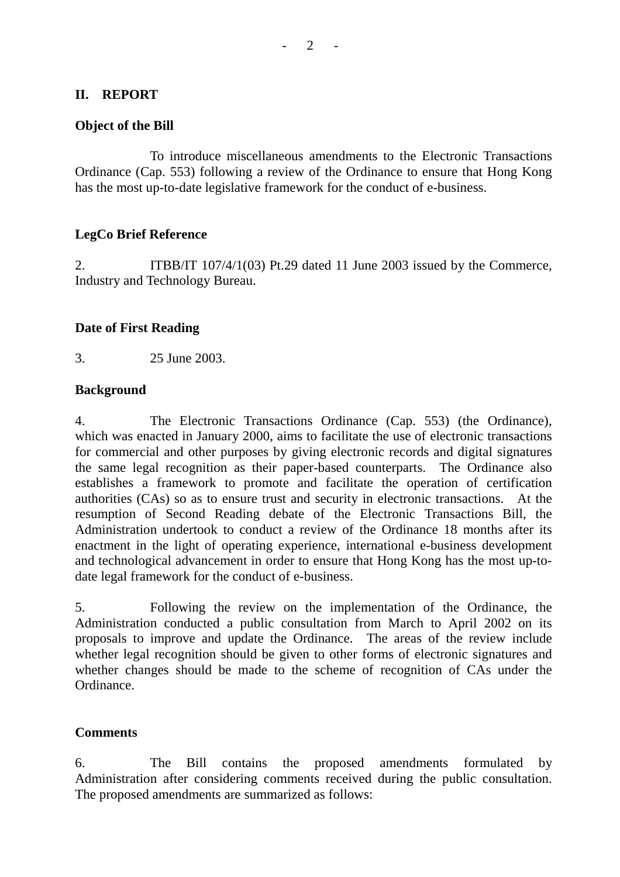## II. REPORT

### Object of the Bill

To introduce miscellaneous amendments to the Electronic Transactions Ordinance (Cap. 553) following a review of the Ordinance to ensure that Hong Kong has the most up-to-date legislative framework for the conduct of e-business.

### LegCo Brief Reference

2. ITBB/IT 107/4/1(03) Pt.29 dated 11 June 2003 issued by the Commerce, Industry and Technology Bureau.

### Date of First Reading

3. 25 June 2003.

### Background

4. The Electronic Transactions Ordinance (Cap. 553) (the Ordinance), which was enacted in January 2000, aims to facilitate the use of electronic transactions for commercial and other purposes by giving electronic records and digital signatures the same legal recognition as their paper-based counterparts. The Ordinance also establishes a framework to promote and facilitate the operation of certification authorities (CAs) so as to ensure trust and security in electronic transactions. At the resumption of Second Reading debate of the Electronic Transactions Bill, the Administration undertook to conduct a review of the Ordinance 18 months after its enactment in the light of operating experience, international e-business development and technological advancement in order to ensure that Hong Kong has the most up-to-date legal framework for the conduct of e-business.

5. Following the review on the implementation of the Ordinance, the Administration conducted a public consultation from March to April 2002 on its proposals to improve and update the Ordinance. The areas of the review include whether legal recognition should be given to other forms of electronic signatures and whether changes should be made to the scheme of recognition of CAs under the Ordinance.

### Comments

6. The Bill contains the proposed amendments formulated by Administration after considering comments received during the public consultation. The proposed amendments are summarized as follows: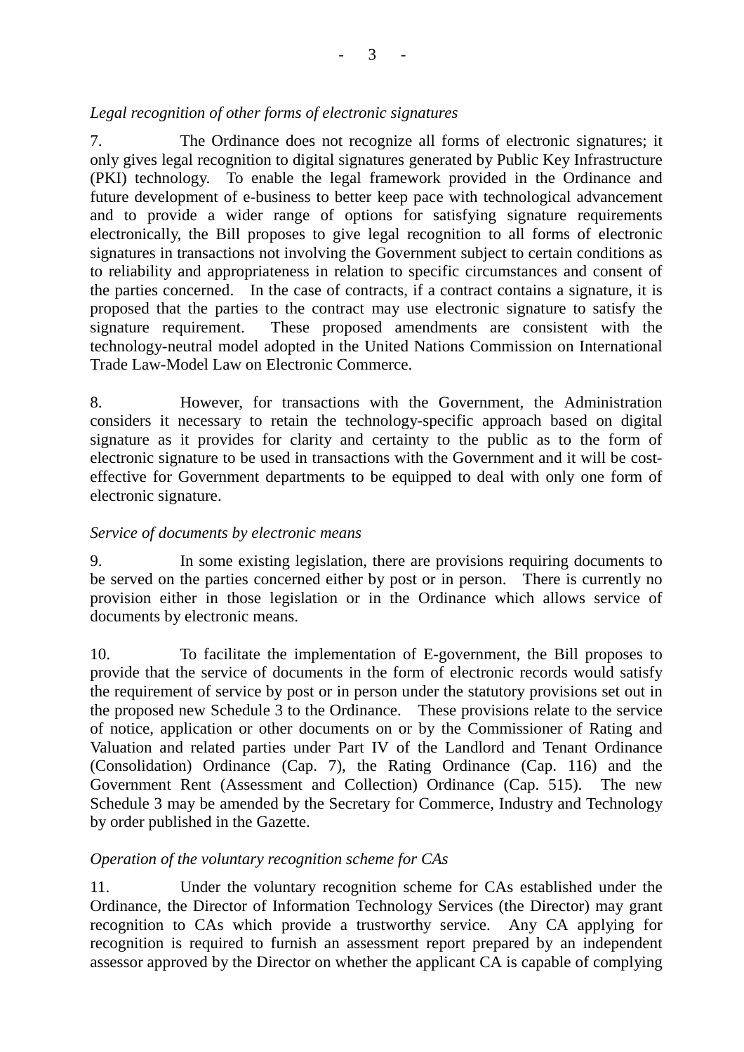*Legal recognition of other forms of electronic signatures*

7. The Ordinance does not recognize all forms of electronic signatures; it only gives legal recognition to digital signatures generated by Public Key Infrastructure (PKI) technology. To enable the legal framework provided in the Ordinance and future development of e-business to better keep pace with technological advancement and to provide a wider range of options for satisfying signature requirements electronically, the Bill proposes to give legal recognition to all forms of electronic signatures in transactions not involving the Government subject to certain conditions as to reliability and appropriateness in relation to specific circumstances and consent of the parties concerned. In the case of contracts, if a contract contains a signature, it is proposed that the parties to the contract may use electronic signature to satisfy the signature requirement. These proposed amendments are consistent with the technology-neutral model adopted in the United Nations Commission on International Trade Law-Model Law on Electronic Commerce.

8. However, for transactions with the Government, the Administration considers it necessary to retain the technology-specific approach based on digital signature as it provides for clarity and certainty to the public as to the form of electronic signature to be used in transactions with the Government and it will be cost-effective for Government departments to be equipped to deal with only one form of electronic signature.

*Service of documents by electronic means*

9. In some existing legislation, there are provisions requiring documents to be served on the parties concerned either by post or in person. There is currently no provision either in those legislation or in the Ordinance which allows service of documents by electronic means.

10. To facilitate the implementation of E-government, the Bill proposes to provide that the service of documents in the form of electronic records would satisfy the requirement of service by post or in person under the statutory provisions set out in the proposed new Schedule 3 to the Ordinance. These provisions relate to the service of notice, application or other documents on or by the Commissioner of Rating and Valuation and related parties under Part IV of the Landlord and Tenant Ordinance (Consolidation) Ordinance (Cap. 7), the Rating Ordinance (Cap. 116) and the Government Rent (Assessment and Collection) Ordinance (Cap. 515). The new Schedule 3 may be amended by the Secretary for Commerce, Industry and Technology by order published in the Gazette.

*Operation of the voluntary recognition scheme for CAs*

11. Under the voluntary recognition scheme for CAs established under the Ordinance, the Director of Information Technology Services (the Director) may grant recognition to CAs which provide a trustworthy service. Any CA applying for recognition is required to furnish an assessment report prepared by an independent assessor approved by the Director on whether the applicant CA is capable of complying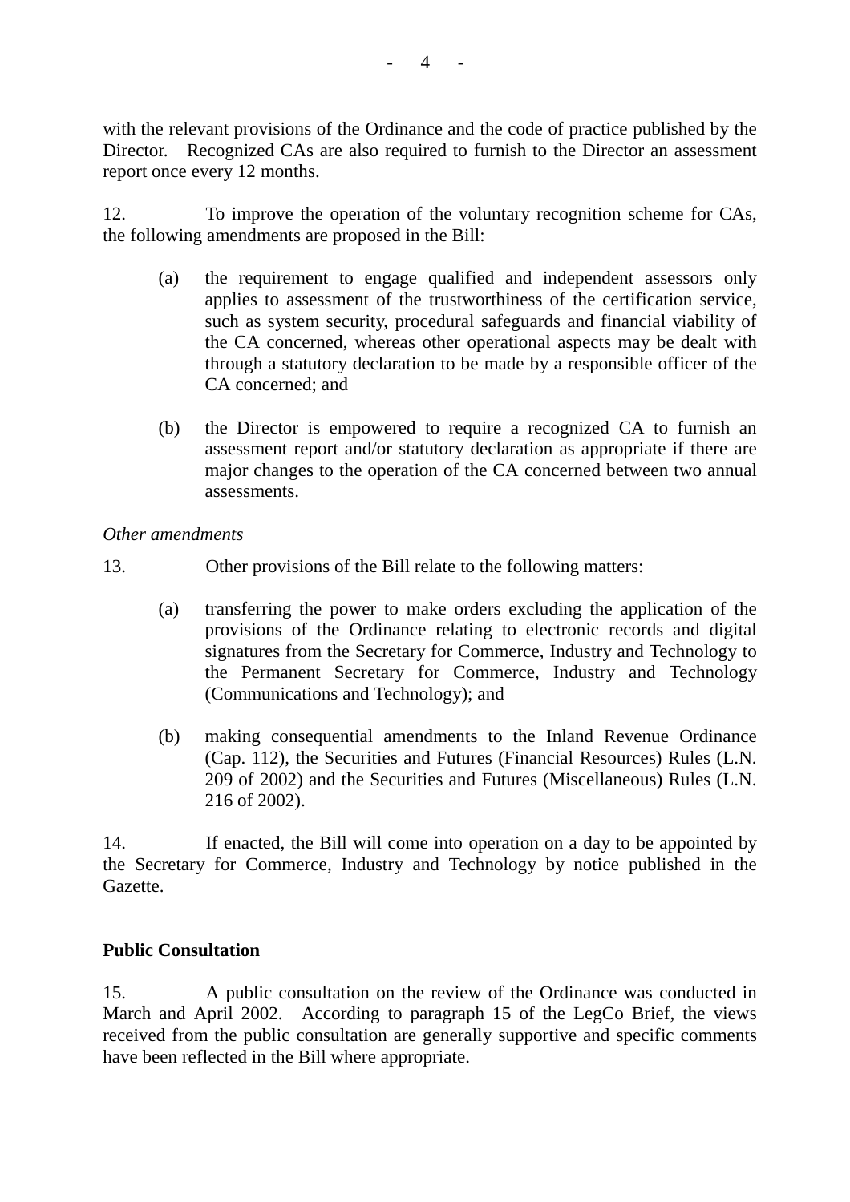with the relevant provisions of the Ordinance and the code of practice published by the Director. Recognized CAs are also required to furnish to the Director an assessment report once every 12 months.

12. To improve the operation of the voluntary recognition scheme for CAs, the following amendments are proposed in the Bill:

(a) the requirement to engage qualified and independent assessors only applies to assessment of the trustworthiness of the certification service, such as system security, procedural safeguards and financial viability of the CA concerned, whereas other operational aspects may be dealt with through a statutory declaration to be made by a responsible officer of the CA concerned; and

(b) the Director is empowered to require a recognized CA to furnish an assessment report and/or statutory declaration as appropriate if there are major changes to the operation of the CA concerned between two annual assessments.

*Other amendments*

13. Other provisions of the Bill relate to the following matters:

(a) transferring the power to make orders excluding the application of the provisions of the Ordinance relating to electronic records and digital signatures from the Secretary for Commerce, Industry and Technology to the Permanent Secretary for Commerce, Industry and Technology (Communications and Technology); and

(b) making consequential amendments to the Inland Revenue Ordinance (Cap. 112), the Securities and Futures (Financial Resources) Rules (L.N. 209 of 2002) and the Securities and Futures (Miscellaneous) Rules (L.N. 216 of 2002).

14. If enacted, the Bill will come into operation on a day to be appointed by the Secretary for Commerce, Industry and Technology by notice published in the Gazette.

**Public Consultation**

15. A public consultation on the review of the Ordinance was conducted in March and April 2002. According to paragraph 15 of the LegCo Brief, the views received from the public consultation are generally supportive and specific comments have been reflected in the Bill where appropriate.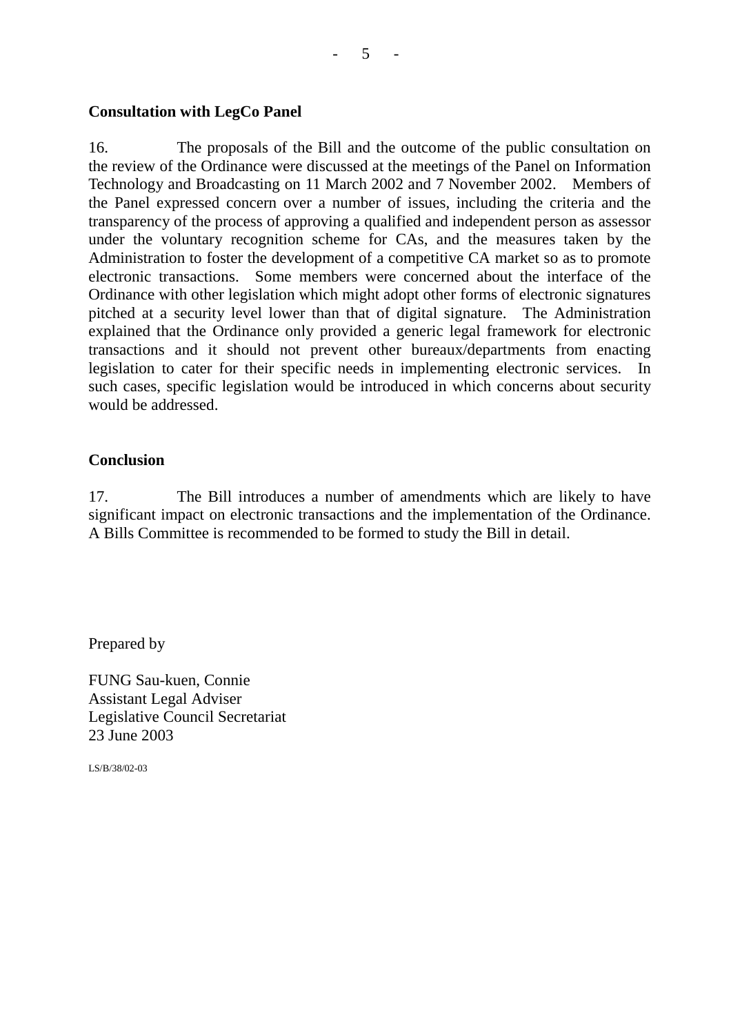**Consultation with LegCo Panel**

16. The proposals of the Bill and the outcome of the public consultation on the review of the Ordinance were discussed at the meetings of the Panel on Information Technology and Broadcasting on 11 March 2002 and 7 November 2002. Members of the Panel expressed concern over a number of issues, including the criteria and the transparency of the process of approving a qualified and independent person as assessor under the voluntary recognition scheme for CAs, and the measures taken by the Administration to foster the development of a competitive CA market so as to promote electronic transactions. Some members were concerned about the interface of the Ordinance with other legislation which might adopt other forms of electronic signatures pitched at a security level lower than that of digital signature. The Administration explained that the Ordinance only provided a generic legal framework for electronic transactions and it should not prevent other bureaux/departments from enacting legislation to cater for their specific needs in implementing electronic services. In such cases, specific legislation would be introduced in which concerns about security would be addressed.

**Conclusion**

17. The Bill introduces a number of amendments which are likely to have significant impact on electronic transactions and the implementation of the Ordinance. A Bills Committee is recommended to be formed to study the Bill in detail.

Prepared by

FUNG Sau-kuen, Connie
Assistant Legal Adviser
Legislative Council Secretariat
23 June 2003

LS/B/38/02-03